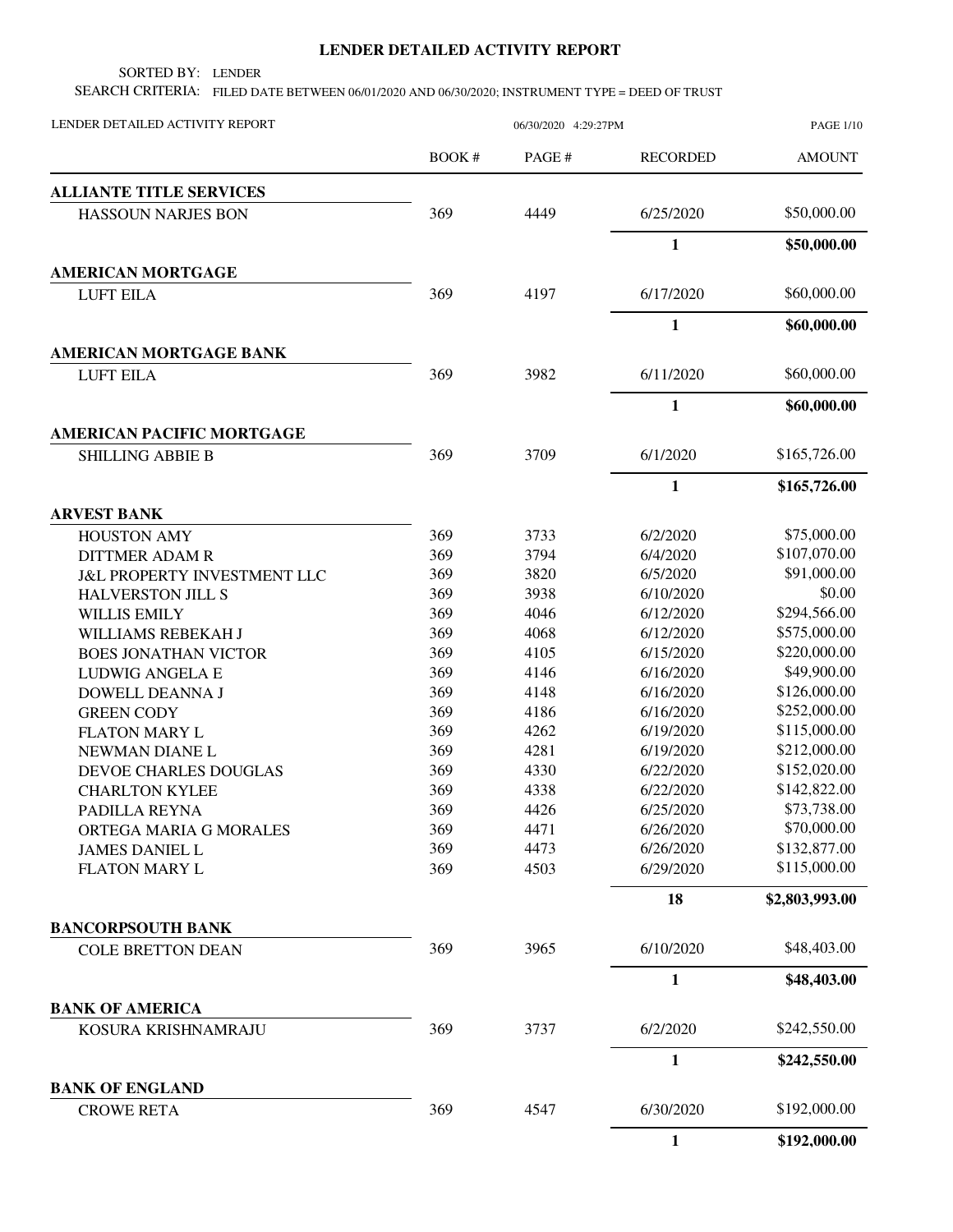# LENDER DETAILED ACTIVITY REPORT

SORTED BY: LENDER

SEARCH CRITERIA: FILED DATE BETWEEN 06/01/2020 AND 06/30/2020; INSTRUMENT TYPE = DEED OF TRUST

LENDER DETAILED ACTIVITY REPORT 06/30/2020 4:29:27PM

| | BOOK # | PAGE # | RECORDED | AMOUNT |
|---|---|---|---|---|
| **ALLIANTE TITLE SERVICES** | | | | |
| HASSOUN NARJES BON | 369 | 4449 | 6/25/2020 | $50,000.00 |
| | | | **1** | **$50,000.00** |
| **AMERICAN MORTGAGE** | | | | |
| LUFT EILA | 369 | 4197 | 6/17/2020 | $60,000.00 |
| | | | **1** | **$60,000.00** |
| **AMERICAN MORTGAGE BANK** | | | | |
| LUFT EILA | 369 | 3982 | 6/11/2020 | $60,000.00 |
| | | | **1** | **$60,000.00** |
| **AMERICAN PACIFIC MORTGAGE** | | | | |
| SHILLING ABBIE B | 369 | 3709 | 6/1/2020 | $165,726.00 |
| | | | **1** | **$165,726.00** |
| **ARVEST BANK** | | | | |
| HOUSTON AMY | 369 | 3733 | 6/2/2020 | $75,000.00 |
| DITTMER ADAM R | 369 | 3794 | 6/4/2020 | $107,070.00 |
| J&L PROPERTY INVESTMENT LLC | 369 | 3820 | 6/5/2020 | $91,000.00 |
| HALVERSTON JILL S | 369 | 3938 | 6/10/2020 | $0.00 |
| WILLIS EMILY | 369 | 4046 | 6/12/2020 | $294,566.00 |
| WILLIAMS REBEKAH J | 369 | 4068 | 6/12/2020 | $575,000.00 |
| BOES JONATHAN VICTOR | 369 | 4105 | 6/15/2020 | $220,000.00 |
| LUDWIG ANGELA E | 369 | 4146 | 6/16/2020 | $49,900.00 |
| DOWELL DEANNA J | 369 | 4148 | 6/16/2020 | $126,000.00 |
| GREEN CODY | 369 | 4186 | 6/16/2020 | $252,000.00 |
| FLATON MARY L | 369 | 4262 | 6/19/2020 | $115,000.00 |
| NEWMAN DIANE L | 369 | 4281 | 6/19/2020 | $212,000.00 |
| DEVOE CHARLES DOUGLAS | 369 | 4330 | 6/22/2020 | $152,020.00 |
| CHARLTON KYLEE | 369 | 4338 | 6/22/2020 | $142,822.00 |
| PADILLA REYNA | 369 | 4426 | 6/25/2020 | $73,738.00 |
| ORTEGA MARIA G MORALES | 369 | 4471 | 6/26/2020 | $70,000.00 |
| JAMES DANIEL L | 369 | 4473 | 6/26/2020 | $132,877.00 |
| FLATON MARY L | 369 | 4503 | 6/29/2020 | $115,000.00 |
| | | | **18** | **$2,803,993.00** |
| **BANCORPSOUTH BANK** | | | | |
| COLE BRETTON DEAN | 369 | 3965 | 6/10/2020 | $48,403.00 |
| | | | **1** | **$48,403.00** |
| **BANK OF AMERICA** | | | | |
| KOSURA KRISHNAMRAJU | 369 | 3737 | 6/2/2020 | $242,550.00 |
| | | | **1** | **$242,550.00** |
| **BANK OF ENGLAND** | | | | |
| CROWE RETA | 369 | 4547 | 6/30/2020 | $192,000.00 |
| | | | **1** | **$192,000.00** |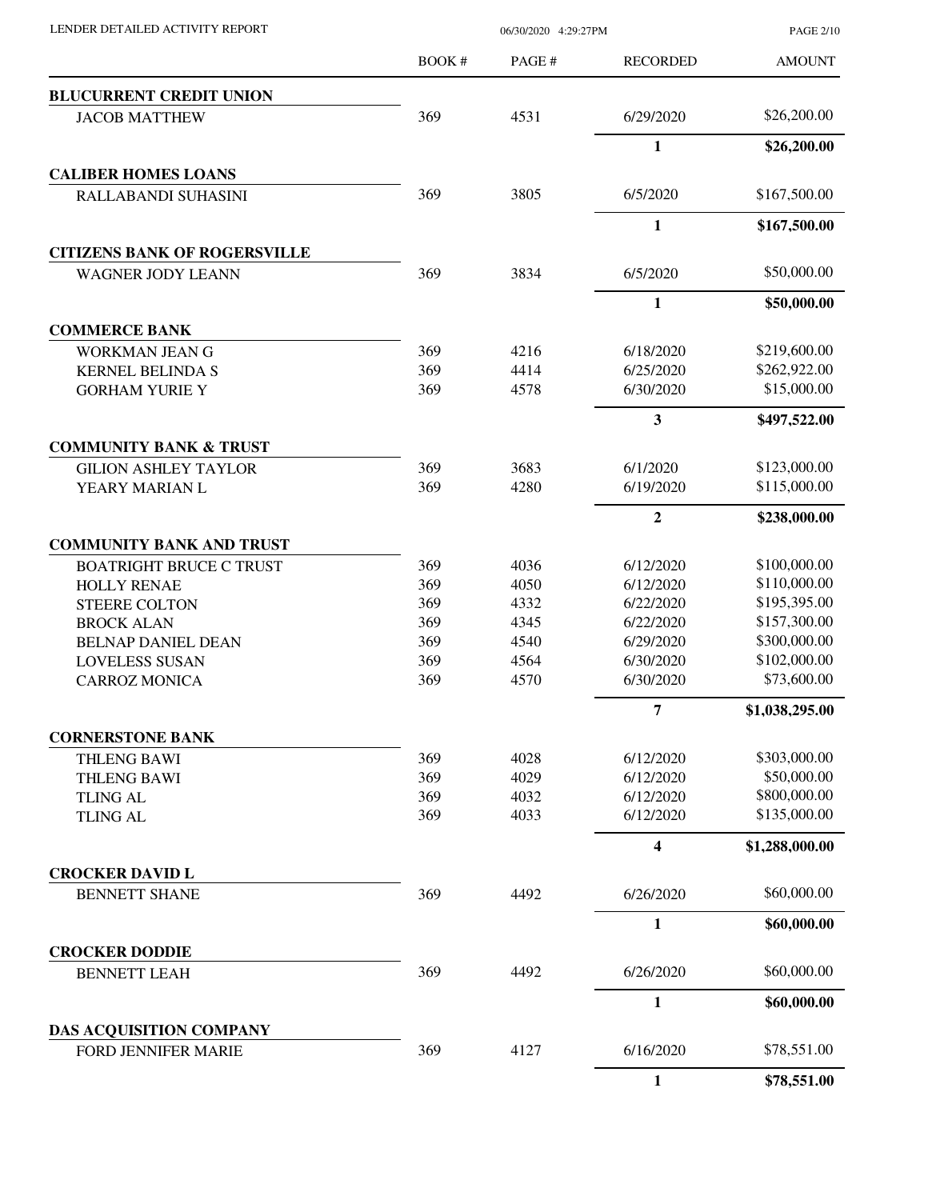| | BOOK # | PAGE # | RECORDED | AMOUNT |
|---|---|---|---|---|
| **BLUCURRENT CREDIT UNION** | | | | |
| JACOB MATTHEW | 369 | 4531 | 6/29/2020 | $26,200.00 |
| | | | **1** | **$26,200.00** |
| **CALIBER HOMES LOANS** | | | | |
| RALLABANDI SUHASINI | 369 | 3805 | 6/5/2020 | $167,500.00 |
| | | | **1** | **$167,500.00** |
| **CITIZENS BANK OF ROGERSVILLE** | | | | |
| WAGNER JODY LEANN | 369 | 3834 | 6/5/2020 | $50,000.00 |
| | | | **1** | **$50,000.00** |
| **COMMERCE BANK** | | | | |
| WORKMAN JEAN G | 369 | 4216 | 6/18/2020 | $219,600.00 |
| KERNEL BELINDA S | 369 | 4414 | 6/25/2020 | $262,922.00 |
| GORHAM YURIE Y | 369 | 4578 | 6/30/2020 | $15,000.00 |
| | | | **3** | **$497,522.00** |
| **COMMUNITY BANK & TRUST** | | | | |
| GILION ASHLEY TAYLOR | 369 | 3683 | 6/1/2020 | $123,000.00 |
| YEARY MARIAN L | 369 | 4280 | 6/19/2020 | $115,000.00 |
| | | | **2** | **$238,000.00** |
| **COMMUNITY BANK AND TRUST** | | | | |
| BOATRIGHT BRUCE C TRUST | 369 | 4036 | 6/12/2020 | $100,000.00 |
| HOLLY RENAE | 369 | 4050 | 6/12/2020 | $110,000.00 |
| STEERE COLTON | 369 | 4332 | 6/22/2020 | $195,395.00 |
| BROCK ALAN | 369 | 4345 | 6/22/2020 | $157,300.00 |
| BELNAP DANIEL DEAN | 369 | 4540 | 6/29/2020 | $300,000.00 |
| LOVELESS SUSAN | 369 | 4564 | 6/30/2020 | $102,000.00 |
| CARROZ MONICA | 369 | 4570 | 6/30/2020 | $73,600.00 |
| | | | **7** | **$1,038,295.00** |
| **CORNERSTONE BANK** | | | | |
| THLENG BAWI | 369 | 4028 | 6/12/2020 | $303,000.00 |
| THLENG BAWI | 369 | 4029 | 6/12/2020 | $50,000.00 |
| TLING AL | 369 | 4032 | 6/12/2020 | $800,000.00 |
| TLING AL | 369 | 4033 | 6/12/2020 | $135,000.00 |
| | | | **4** | **$1,288,000.00** |
| **CROCKER DAVID L** | | | | |
| BENNETT SHANE | 369 | 4492 | 6/26/2020 | $60,000.00 |
| | | | **1** | **$60,000.00** |
| **CROCKER DODDIE** | | | | |
| BENNETT LEAH | 369 | 4492 | 6/26/2020 | $60,000.00 |
| | | | **1** | **$60,000.00** |
| **DAS ACQUISITION COMPANY** | | | | |
| FORD JENNIFER MARIE | 369 | 4127 | 6/16/2020 | $78,551.00 |
| | | | **1** | **$78,551.00** |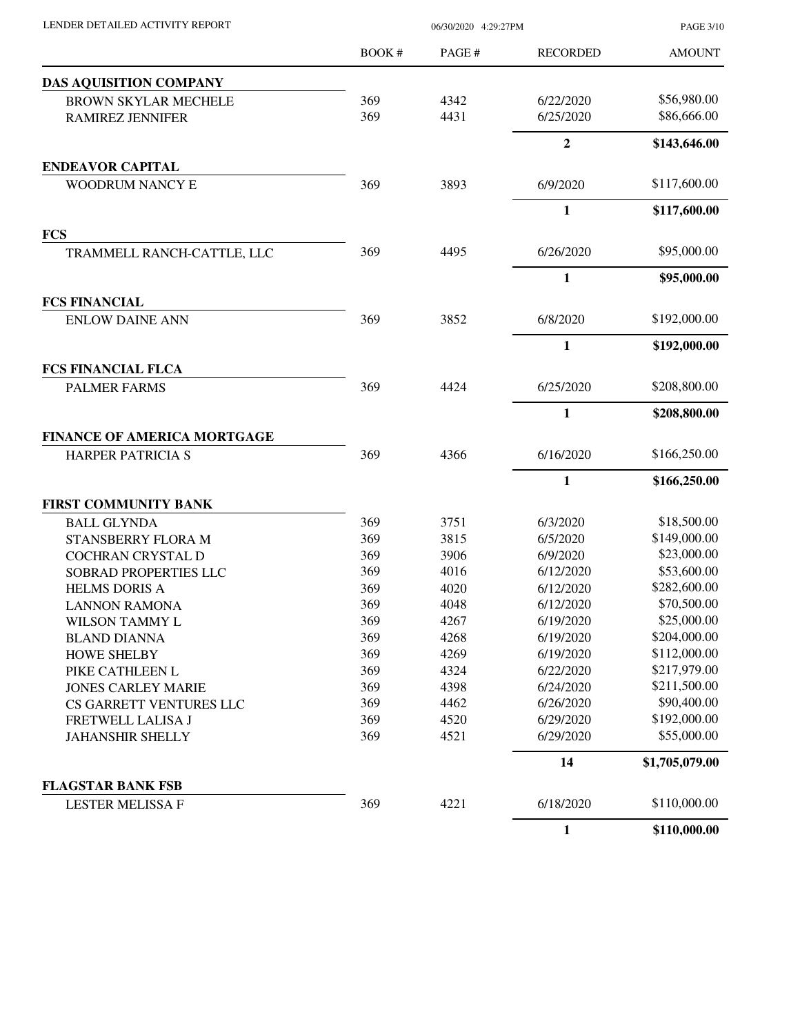LENDER DETAILED ACTIVITY REPORT

06/30/2020 4:29:27PM

| | BOOK # | PAGE # | RECORDED | AMOUNT |
|---|---|---|---|---|
| **DAS AQUISITION COMPANY** | | | | |
| BROWN SKYLAR MECHELE | 369 | 4342 | 6/22/2020 | $56,980.00 |
| RAMIREZ JENNIFER | 369 | 4431 | 6/25/2020 | $86,666.00 |
| | | | **2** | **$143,646.00** |
| **ENDEAVOR CAPITAL** | | | | |
| WOODRUM NANCY E | 369 | 3893 | 6/9/2020 | $117,600.00 |
| | | | **1** | **$117,600.00** |
| **FCS** | | | | |
| TRAMMELL RANCH-CATTLE, LLC | 369 | 4495 | 6/26/2020 | $95,000.00 |
| | | | **1** | **$95,000.00** |
| **FCS FINANCIAL** | | | | |
| ENLOW DAINE ANN | 369 | 3852 | 6/8/2020 | $192,000.00 |
| | | | **1** | **$192,000.00** |
| **FCS FINANCIAL FLCA** | | | | |
| PALMER FARMS | 369 | 4424 | 6/25/2020 | $208,800.00 |
| | | | **1** | **$208,800.00** |
| **FINANCE OF AMERICA MORTGAGE** | | | | |
| HARPER PATRICIA S | 369 | 4366 | 6/16/2020 | $166,250.00 |
| | | | **1** | **$166,250.00** |
| **FIRST COMMUNITY BANK** | | | | |
| BALL GLYNDA | 369 | 3751 | 6/3/2020 | $18,500.00 |
| STANSBERRY FLORA M | 369 | 3815 | 6/5/2020 | $149,000.00 |
| COCHRAN CRYSTAL D | 369 | 3906 | 6/9/2020 | $23,000.00 |
| SOBRAD PROPERTIES LLC | 369 | 4016 | 6/12/2020 | $53,600.00 |
| HELMS DORIS A | 369 | 4020 | 6/12/2020 | $282,600.00 |
| LANNON RAMONA | 369 | 4048 | 6/12/2020 | $70,500.00 |
| WILSON TAMMY L | 369 | 4267 | 6/19/2020 | $25,000.00 |
| BLAND DIANNA | 369 | 4268 | 6/19/2020 | $204,000.00 |
| HOWE SHELBY | 369 | 4269 | 6/19/2020 | $112,000.00 |
| PIKE CATHLEEN L | 369 | 4324 | 6/22/2020 | $217,979.00 |
| JONES CARLEY MARIE | 369 | 4398 | 6/24/2020 | $211,500.00 |
| CS GARRETT VENTURES LLC | 369 | 4462 | 6/26/2020 | $90,400.00 |
| FRETWELL LALISA J | 369 | 4520 | 6/29/2020 | $192,000.00 |
| JAHANSHIR SHELLY | 369 | 4521 | 6/29/2020 | $55,000.00 |
| | | | **14** | **$1,705,079.00** |
| **FLAGSTAR BANK FSB** | | | | |
| LESTER MELISSA F | 369 | 4221 | 6/18/2020 | $110,000.00 |
| | | | **1** | **$110,000.00** |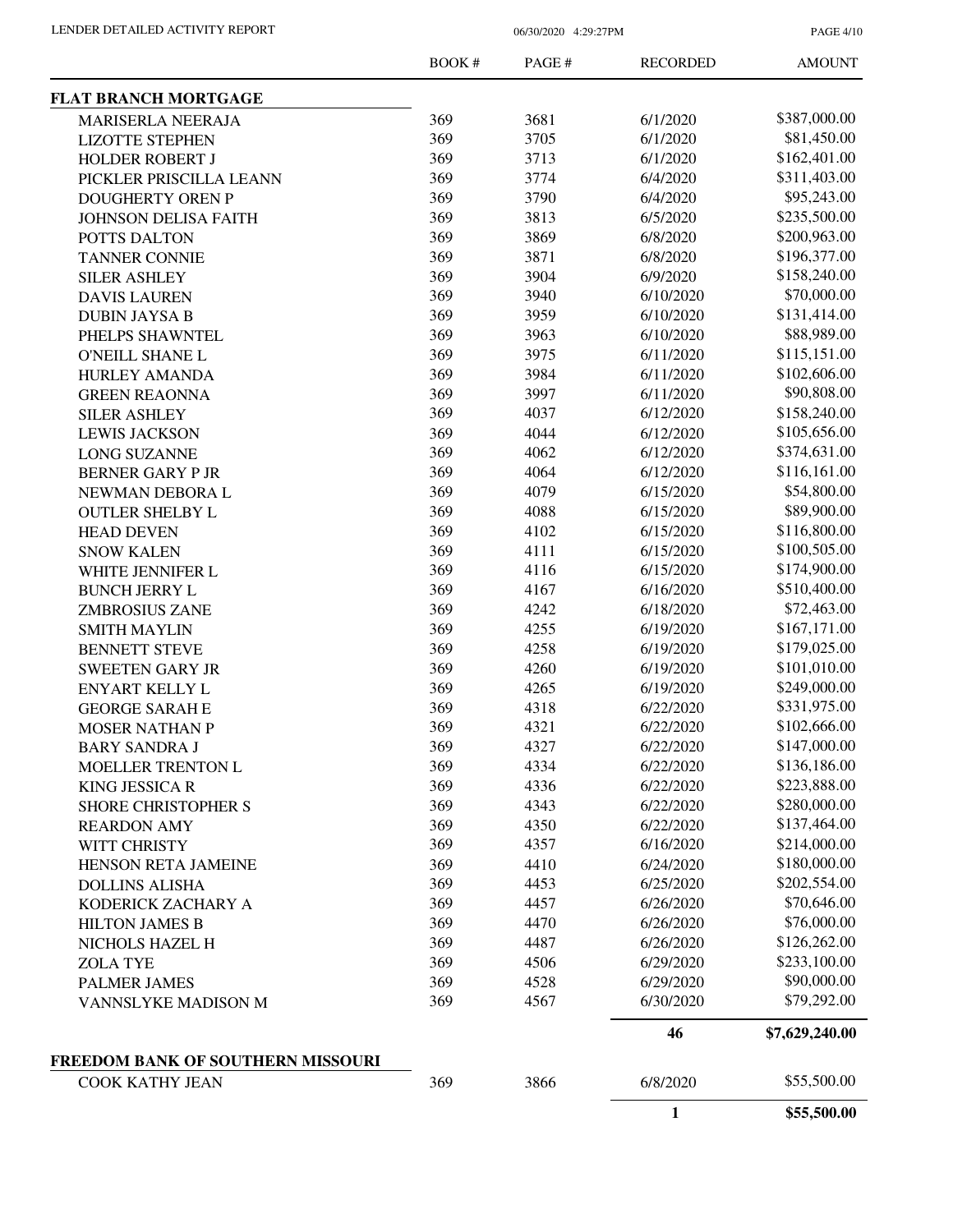| | BOOK # | PAGE # | RECORDED | AMOUNT |
|---|---|---|---|---|
| **FLAT BRANCH MORTGAGE** | | | | |
| MARISERLA NEERAJA | 369 | 3681 | 6/1/2020 | \$387,000.00 |
| LIZOTTE STEPHEN | 369 | 3705 | 6/1/2020 | \$81,450.00 |
| HOLDER ROBERT J | 369 | 3713 | 6/1/2020 | \$162,401.00 |
| PICKLER PRISCILLA LEANN | 369 | 3774 | 6/4/2020 | \$311,403.00 |
| DOUGHERTY OREN P | 369 | 3790 | 6/4/2020 | \$95,243.00 |
| JOHNSON DELISA FAITH | 369 | 3813 | 6/5/2020 | \$235,500.00 |
| POTTS DALTON | 369 | 3869 | 6/8/2020 | \$200,963.00 |
| TANNER CONNIE | 369 | 3871 | 6/8/2020 | \$196,377.00 |
| SILER ASHLEY | 369 | 3904 | 6/9/2020 | \$158,240.00 |
| DAVIS LAUREN | 369 | 3940 | 6/10/2020 | \$70,000.00 |
| DUBIN JAYSA B | 369 | 3959 | 6/10/2020 | \$131,414.00 |
| PHELPS SHAWNTEL | 369 | 3963 | 6/10/2020 | \$88,989.00 |
| O'NEILL SHANE L | 369 | 3975 | 6/11/2020 | \$115,151.00 |
| HURLEY AMANDA | 369 | 3984 | 6/11/2020 | \$102,606.00 |
| GREEN REAONNA | 369 | 3997 | 6/11/2020 | \$90,808.00 |
| SILER ASHLEY | 369 | 4037 | 6/12/2020 | \$158,240.00 |
| LEWIS JACKSON | 369 | 4044 | 6/12/2020 | \$105,656.00 |
| LONG SUZANNE | 369 | 4062 | 6/12/2020 | \$374,631.00 |
| BERNER GARY P JR | 369 | 4064 | 6/12/2020 | \$116,161.00 |
| NEWMAN DEBORA L | 369 | 4079 | 6/15/2020 | \$54,800.00 |
| OUTLER SHELBY L | 369 | 4088 | 6/15/2020 | \$89,900.00 |
| HEAD DEVEN | 369 | 4102 | 6/15/2020 | \$116,800.00 |
| SNOW KALEN | 369 | 4111 | 6/15/2020 | \$100,505.00 |
| WHITE JENNIFER L | 369 | 4116 | 6/15/2020 | \$174,900.00 |
| BUNCH JERRY L | 369 | 4167 | 6/16/2020 | \$510,400.00 |
| ZMBROSIUS ZANE | 369 | 4242 | 6/18/2020 | \$72,463.00 |
| SMITH MAYLIN | 369 | 4255 | 6/19/2020 | \$167,171.00 |
| BENNETT STEVE | 369 | 4258 | 6/19/2020 | \$179,025.00 |
| SWEETEN GARY JR | 369 | 4260 | 6/19/2020 | \$101,010.00 |
| ENYART KELLY L | 369 | 4265 | 6/19/2020 | \$249,000.00 |
| GEORGE SARAH E | 369 | 4318 | 6/22/2020 | \$331,975.00 |
| MOSER NATHAN P | 369 | 4321 | 6/22/2020 | \$102,666.00 |
| BARY SANDRA J | 369 | 4327 | 6/22/2020 | \$147,000.00 |
| MOELLER TRENTON L | 369 | 4334 | 6/22/2020 | \$136,186.00 |
| KING JESSICA R | 369 | 4336 | 6/22/2020 | \$223,888.00 |
| SHORE CHRISTOPHER S | 369 | 4343 | 6/22/2020 | \$280,000.00 |
| REARDON AMY | 369 | 4350 | 6/22/2020 | \$137,464.00 |
| WITT CHRISTY | 369 | 4357 | 6/16/2020 | \$214,000.00 |
| HENSON RETA JAMEINE | 369 | 4410 | 6/24/2020 | \$180,000.00 |
| DOLLINS ALISHA | 369 | 4453 | 6/25/2020 | \$202,554.00 |
| KODERICK ZACHARY A | 369 | 4457 | 6/26/2020 | \$70,646.00 |
| HILTON JAMES B | 369 | 4470 | 6/26/2020 | \$76,000.00 |
| NICHOLS HAZEL H | 369 | 4487 | 6/26/2020 | \$126,262.00 |
| ZOLA TYE | 369 | 4506 | 6/29/2020 | \$233,100.00 |
| PALMER JAMES | 369 | 4528 | 6/29/2020 | \$90,000.00 |
| VANNSLYKE MADISON M | 369 | 4567 | 6/30/2020 | \$79,292.00 |
| | | | **46** | **\$7,629,240.00** |
| **FREEDOM BANK OF SOUTHERN MISSOURI** | | | | |
| COOK KATHY JEAN | 369 | 3866 | 6/8/2020 | \$55,500.00 |
| | | | **1** | **\$55,500.00** |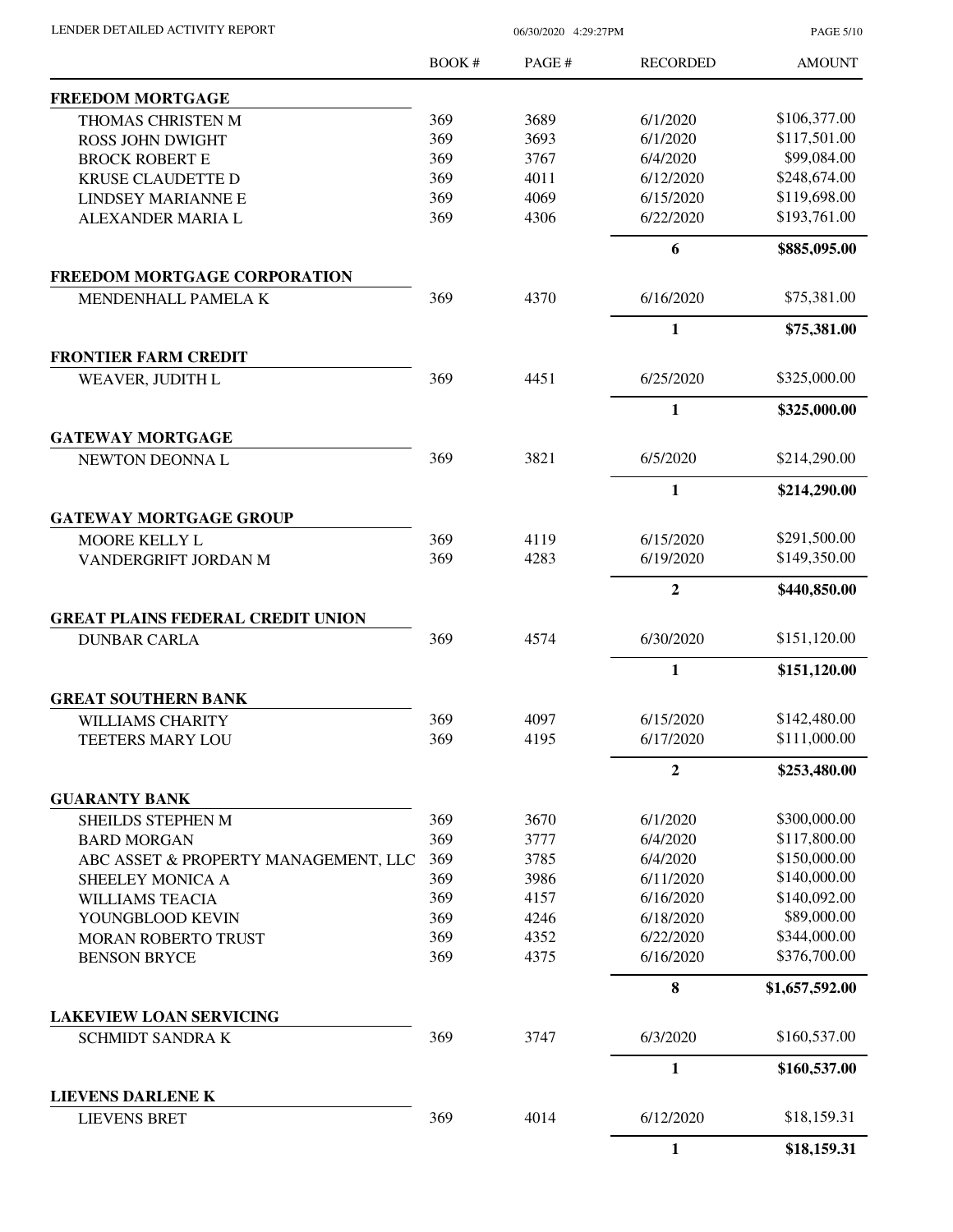| | BOOK # | PAGE # | RECORDED | AMOUNT |
|---|---|---|---|---|
| **FREEDOM MORTGAGE** | | | | |
| THOMAS CHRISTEN M | 369 | 3689 | 6/1/2020 | $106,377.00 |
| ROSS JOHN DWIGHT | 369 | 3693 | 6/1/2020 | $117,501.00 |
| BROCK ROBERT E | 369 | 3767 | 6/4/2020 | $99,084.00 |
| KRUSE CLAUDETTE D | 369 | 4011 | 6/12/2020 | $248,674.00 |
| LINDSEY MARIANNE E | 369 | 4069 | 6/15/2020 | $119,698.00 |
| ALEXANDER MARIA L | 369 | 4306 | 6/22/2020 | $193,761.00 |
| | | | **6** | **$885,095.00** |
| **FREEDOM MORTGAGE CORPORATION** | | | | |
| MENDENHALL PAMELA K | 369 | 4370 | 6/16/2020 | $75,381.00 |
| | | | **1** | **$75,381.00** |
| **FRONTIER FARM CREDIT** | | | | |
| WEAVER, JUDITH L | 369 | 4451 | 6/25/2020 | $325,000.00 |
| | | | **1** | **$325,000.00** |
| **GATEWAY MORTGAGE** | | | | |
| NEWTON DEONNA L | 369 | 3821 | 6/5/2020 | $214,290.00 |
| | | | **1** | **$214,290.00** |
| **GATEWAY MORTGAGE GROUP** | | | | |
| MOORE KELLY L | 369 | 4119 | 6/15/2020 | $291,500.00 |
| VANDERGRIFT JORDAN M | 369 | 4283 | 6/19/2020 | $149,350.00 |
| | | | **2** | **$440,850.00** |
| **GREAT PLAINS FEDERAL CREDIT UNION** | | | | |
| DUNBAR CARLA | 369 | 4574 | 6/30/2020 | $151,120.00 |
| | | | **1** | **$151,120.00** |
| **GREAT SOUTHERN BANK** | | | | |
| WILLIAMS CHARITY | 369 | 4097 | 6/15/2020 | $142,480.00 |
| TEETERS MARY LOU | 369 | 4195 | 6/17/2020 | $111,000.00 |
| | | | **2** | **$253,480.00** |
| **GUARANTY BANK** | | | | |
| SHEILDS STEPHEN M | 369 | 3670 | 6/1/2020 | $300,000.00 |
| BARD MORGAN | 369 | 3777 | 6/4/2020 | $117,800.00 |
| ABC ASSET & PROPERTY MANAGEMENT, LLC | 369 | 3785 | 6/4/2020 | $150,000.00 |
| SHEELEY MONICA A | 369 | 3986 | 6/11/2020 | $140,000.00 |
| WILLIAMS TEACIA | 369 | 4157 | 6/16/2020 | $140,092.00 |
| YOUNGBLOOD KEVIN | 369 | 4246 | 6/18/2020 | $89,000.00 |
| MORAN ROBERTO TRUST | 369 | 4352 | 6/22/2020 | $344,000.00 |
| BENSON BRYCE | 369 | 4375 | 6/16/2020 | $376,700.00 |
| | | | **8** | **$1,657,592.00** |
| **LAKEVIEW LOAN SERVICING** | | | | |
| SCHMIDT SANDRA K | 369 | 3747 | 6/3/2020 | $160,537.00 |
| | | | **1** | **$160,537.00** |
| **LIEVENS DARLENE K** | | | | |
| LIEVENS BRET | 369 | 4014 | 6/12/2020 | $18,159.31 |
| | | | **1** | **$18,159.31** |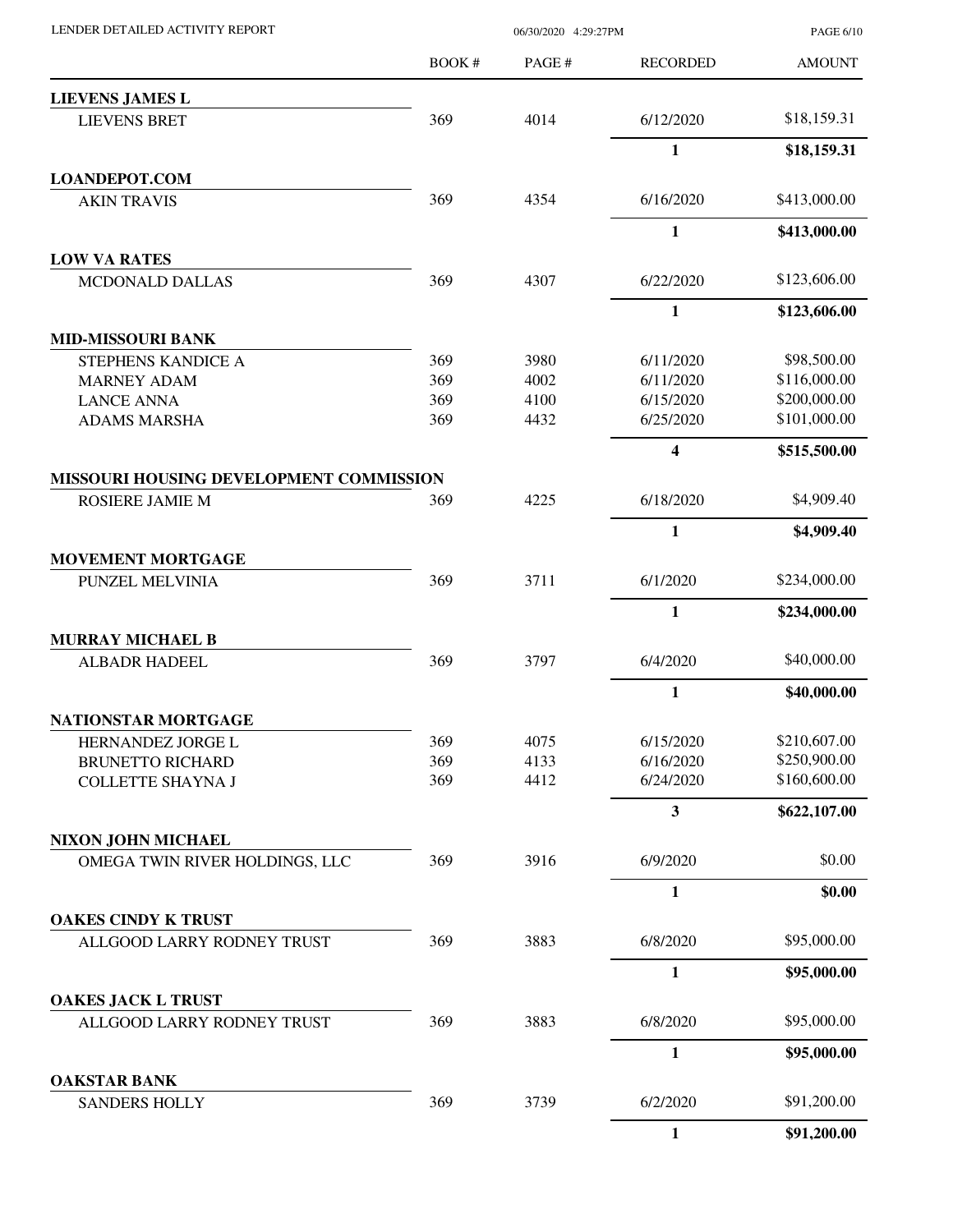| | BOOK # | PAGE # | RECORDED | AMOUNT |
|---|---|---|---|---|
| **LIEVENS JAMES L** | | | | |
| LIEVENS BRET | 369 | 4014 | 6/12/2020 | $18,159.31 |
| | | | **1** | **$18,159.31** |
| **LOANDEPOT.COM** | | | | |
| AKIN TRAVIS | 369 | 4354 | 6/16/2020 | $413,000.00 |
| | | | **1** | **$413,000.00** |
| **LOW VA RATES** | | | | |
| MCDONALD DALLAS | 369 | 4307 | 6/22/2020 | $123,606.00 |
| | | | **1** | **$123,606.00** |
| **MID-MISSOURI BANK** | | | | |
| STEPHENS KANDICE A | 369 | 3980 | 6/11/2020 | $98,500.00 |
| MARNEY ADAM | 369 | 4002 | 6/11/2020 | $116,000.00 |
| LANCE ANNA | 369 | 4100 | 6/15/2020 | $200,000.00 |
| ADAMS MARSHA | 369 | 4432 | 6/25/2020 | $101,000.00 |
| | | | **4** | **$515,500.00** |
| **MISSOURI HOUSING DEVELOPMENT COMMISSION** | | | | |
| ROSIERE JAMIE M | 369 | 4225 | 6/18/2020 | $4,909.40 |
| | | | **1** | **$4,909.40** |
| **MOVEMENT MORTGAGE** | | | | |
| PUNZEL MELVINIA | 369 | 3711 | 6/1/2020 | $234,000.00 |
| | | | **1** | **$234,000.00** |
| **MURRAY MICHAEL B** | | | | |
| ALBADR HADEEL | 369 | 3797 | 6/4/2020 | $40,000.00 |
| | | | **1** | **$40,000.00** |
| **NATIONSTAR MORTGAGE** | | | | |
| HERNANDEZ JORGE L | 369 | 4075 | 6/15/2020 | $210,607.00 |
| BRUNETTO RICHARD | 369 | 4133 | 6/16/2020 | $250,900.00 |
| COLLETTE SHAYNA J | 369 | 4412 | 6/24/2020 | $160,600.00 |
| | | | **3** | **$622,107.00** |
| **NIXON JOHN MICHAEL** | | | | |
| OMEGA TWIN RIVER HOLDINGS, LLC | 369 | 3916 | 6/9/2020 | $0.00 |
| | | | **1** | **$0.00** |
| **OAKES CINDY K TRUST** | | | | |
| ALLGOOD LARRY RODNEY TRUST | 369 | 3883 | 6/8/2020 | $95,000.00 |
| | | | **1** | **$95,000.00** |
| **OAKES JACK L TRUST** | | | | |
| ALLGOOD LARRY RODNEY TRUST | 369 | 3883 | 6/8/2020 | $95,000.00 |
| | | | **1** | **$95,000.00** |
| **OAKSTAR BANK** | | | | |
| SANDERS HOLLY | 369 | 3739 | 6/2/2020 | $91,200.00 |
| | | | **1** | **$91,200.00** |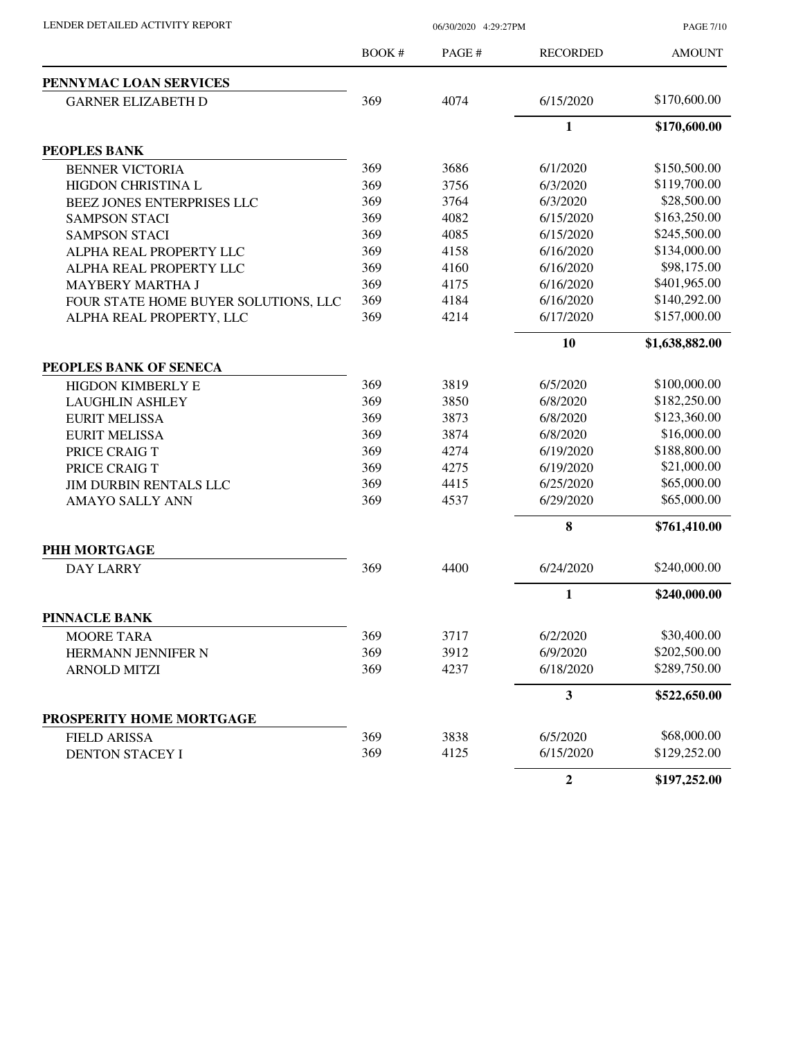| | BOOK # | PAGE # | RECORDED | AMOUNT |
|---|---|---|---|---|
| **PENNYMAC LOAN SERVICES** | | | | |
| GARNER ELIZABETH D | 369 | 4074 | 6/15/2020 | $170,600.00 |
| | | | **1** | **$170,600.00** |
| **PEOPLES BANK** | | | | |
| BENNER VICTORIA | 369 | 3686 | 6/1/2020 | $150,500.00 |
| HIGDON CHRISTINA L | 369 | 3756 | 6/3/2020 | $119,700.00 |
| BEEZ JONES ENTERPRISES LLC | 369 | 3764 | 6/3/2020 | $28,500.00 |
| SAMPSON STACI | 369 | 4082 | 6/15/2020 | $163,250.00 |
| SAMPSON STACI | 369 | 4085 | 6/15/2020 | $245,500.00 |
| ALPHA REAL PROPERTY LLC | 369 | 4158 | 6/16/2020 | $134,000.00 |
| ALPHA REAL PROPERTY LLC | 369 | 4160 | 6/16/2020 | $98,175.00 |
| MAYBERY MARTHA J | 369 | 4175 | 6/16/2020 | $401,965.00 |
| FOUR STATE HOME BUYER SOLUTIONS, LLC | 369 | 4184 | 6/16/2020 | $140,292.00 |
| ALPHA REAL PROPERTY, LLC | 369 | 4214 | 6/17/2020 | $157,000.00 |
| | | | **10** | **$1,638,882.00** |
| **PEOPLES BANK OF SENECA** | | | | |
| HIGDON KIMBERLY E | 369 | 3819 | 6/5/2020 | $100,000.00 |
| LAUGHLIN ASHLEY | 369 | 3850 | 6/8/2020 | $182,250.00 |
| EURIT MELISSA | 369 | 3873 | 6/8/2020 | $123,360.00 |
| EURIT MELISSA | 369 | 3874 | 6/8/2020 | $16,000.00 |
| PRICE CRAIG T | 369 | 4274 | 6/19/2020 | $188,800.00 |
| PRICE CRAIG T | 369 | 4275 | 6/19/2020 | $21,000.00 |
| JIM DURBIN RENTALS LLC | 369 | 4415 | 6/25/2020 | $65,000.00 |
| AMAYO SALLY ANN | 369 | 4537 | 6/29/2020 | $65,000.00 |
| | | | **8** | **$761,410.00** |
| **PHH MORTGAGE** | | | | |
| DAY LARRY | 369 | 4400 | 6/24/2020 | $240,000.00 |
| | | | **1** | **$240,000.00** |
| **PINNACLE BANK** | | | | |
| MOORE TARA | 369 | 3717 | 6/2/2020 | $30,400.00 |
| HERMANN JENNIFER N | 369 | 3912 | 6/9/2020 | $202,500.00 |
| ARNOLD MITZI | 369 | 4237 | 6/18/2020 | $289,750.00 |
| | | | **3** | **$522,650.00** |
| **PROSPERITY HOME MORTGAGE** | | | | |
| FIELD ARISSA | 369 | 3838 | 6/5/2020 | $68,000.00 |
| DENTON STACEY I | 369 | 4125 | 6/15/2020 | $129,252.00 |
| | | | **2** | **$197,252.00** |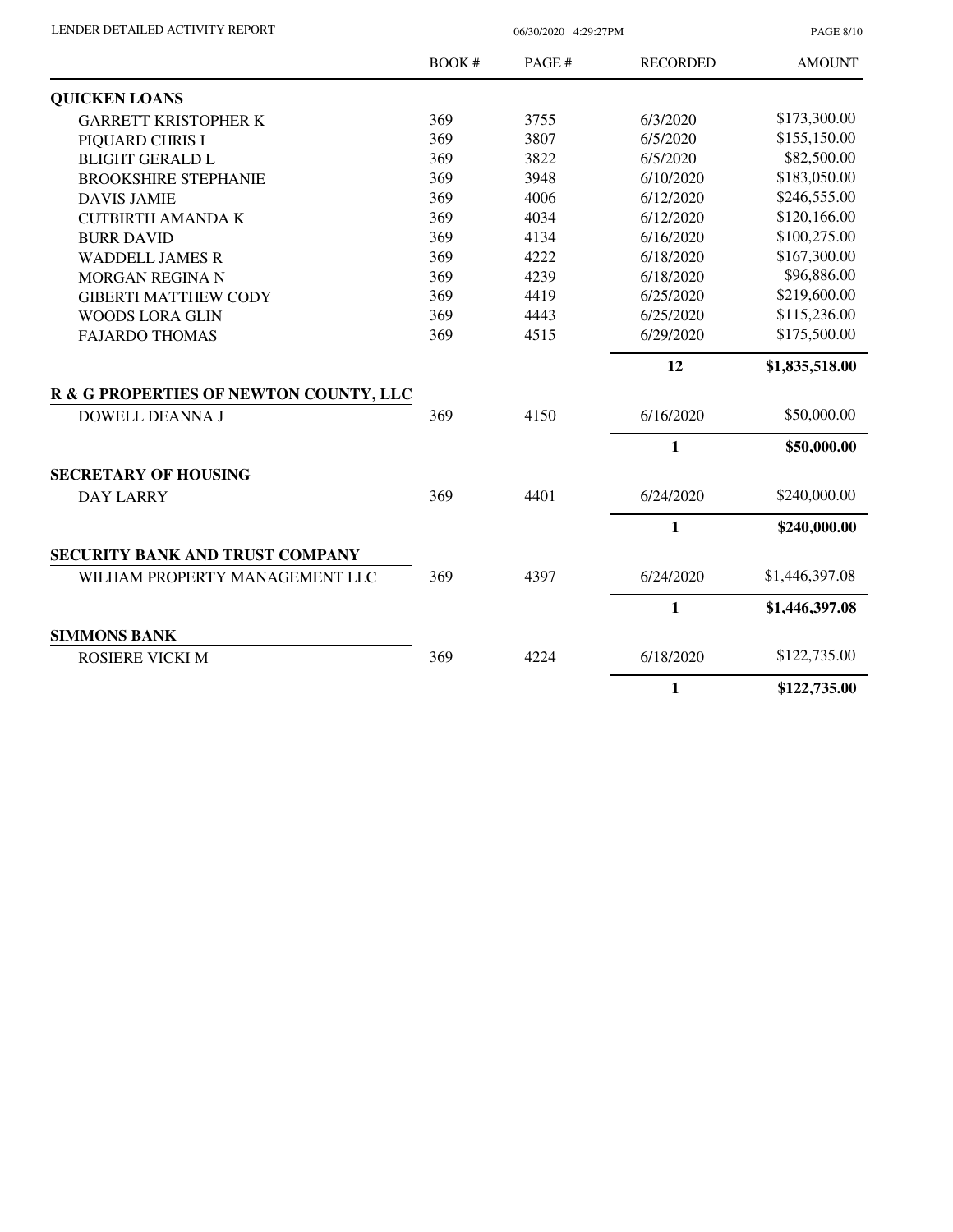| | BOOK # | PAGE # | RECORDED | AMOUNT |
|---|---|---|---|---|
| **QUICKEN LOANS** | | | | |
| GARRETT KRISTOPHER K | 369 | 3755 | 6/3/2020 | $173,300.00 |
| PIQUARD CHRIS I | 369 | 3807 | 6/5/2020 | $155,150.00 |
| BLIGHT GERALD L | 369 | 3822 | 6/5/2020 | $82,500.00 |
| BROOKSHIRE STEPHANIE | 369 | 3948 | 6/10/2020 | $183,050.00 |
| DAVIS JAMIE | 369 | 4006 | 6/12/2020 | $246,555.00 |
| CUTBIRTH AMANDA K | 369 | 4034 | 6/12/2020 | $120,166.00 |
| BURR DAVID | 369 | 4134 | 6/16/2020 | $100,275.00 |
| WADDELL JAMES R | 369 | 4222 | 6/18/2020 | $167,300.00 |
| MORGAN REGINA N | 369 | 4239 | 6/18/2020 | $96,886.00 |
| GIBERTI MATTHEW CODY | 369 | 4419 | 6/25/2020 | $219,600.00 |
| WOODS LORA GLIN | 369 | 4443 | 6/25/2020 | $115,236.00 |
| FAJARDO THOMAS | 369 | 4515 | 6/29/2020 | $175,500.00 |
| | | | **12** | **$1,835,518.00** |
| **R & G PROPERTIES OF NEWTON COUNTY, LLC** | | | | |
| DOWELL DEANNA J | 369 | 4150 | 6/16/2020 | $50,000.00 |
| | | | **1** | **$50,000.00** |
| **SECRETARY OF HOUSING** | | | | |
| DAY LARRY | 369 | 4401 | 6/24/2020 | $240,000.00 |
| | | | **1** | **$240,000.00** |
| **SECURITY BANK AND TRUST COMPANY** | | | | |
| WILHAM PROPERTY MANAGEMENT LLC | 369 | 4397 | 6/24/2020 | $1,446,397.08 |
| | | | **1** | **$1,446,397.08** |
| **SIMMONS BANK** | | | | |
| ROSIERE VICKI M | 369 | 4224 | 6/18/2020 | $122,735.00 |
| | | | **1** | **$122,735.00** |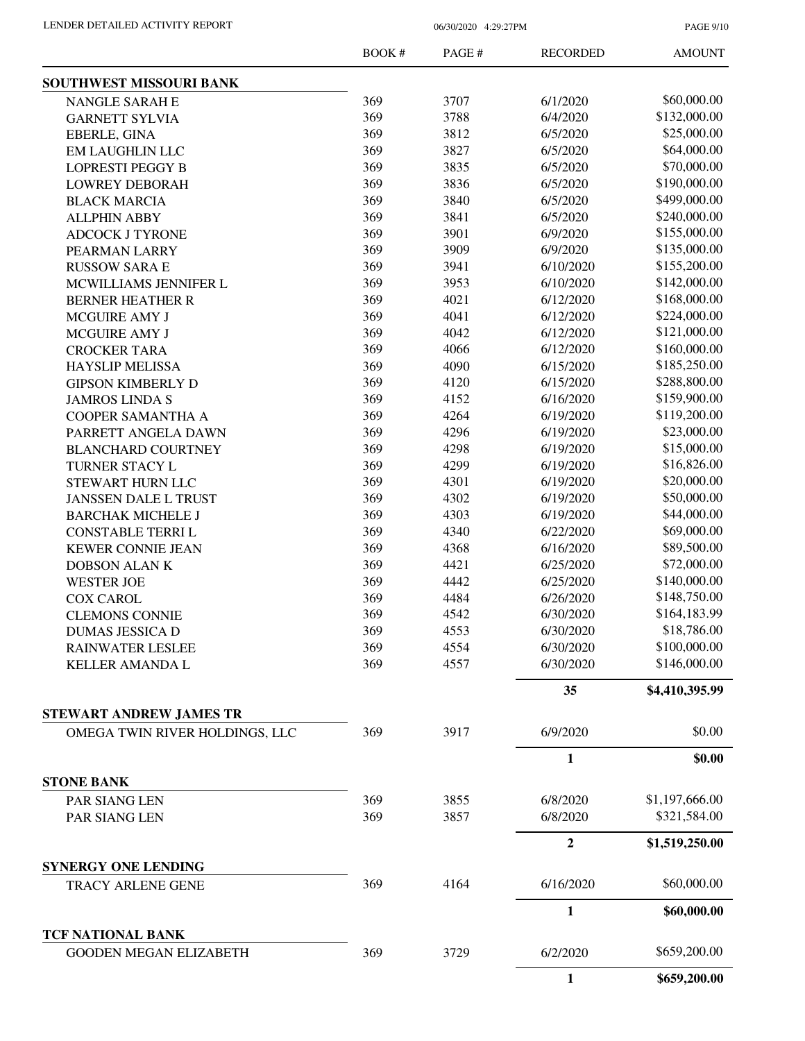| | BOOK # | PAGE # | RECORDED | AMOUNT |
|---|---|---|---|---|
| **SOUTHWEST MISSOURI BANK** | | | | |
| NANGLE SARAH E | 369 | 3707 | 6/1/2020 | $60,000.00 |
| GARNETT SYLVIA | 369 | 3788 | 6/4/2020 | $132,000.00 |
| EBERLE, GINA | 369 | 3812 | 6/5/2020 | $25,000.00 |
| EM LAUGHLIN LLC | 369 | 3827 | 6/5/2020 | $64,000.00 |
| LOPRESTI PEGGY B | 369 | 3835 | 6/5/2020 | $70,000.00 |
| LOWREY DEBORAH | 369 | 3836 | 6/5/2020 | $190,000.00 |
| BLACK MARCIA | 369 | 3840 | 6/5/2020 | $499,000.00 |
| ALLPHIN ABBY | 369 | 3841 | 6/5/2020 | $240,000.00 |
| ADCOCK J TYRONE | 369 | 3901 | 6/9/2020 | $155,000.00 |
| PEARMAN LARRY | 369 | 3909 | 6/9/2020 | $135,000.00 |
| RUSSOW SARA E | 369 | 3941 | 6/10/2020 | $155,200.00 |
| MCWILLIAMS JENNIFER L | 369 | 3953 | 6/10/2020 | $142,000.00 |
| BERNER HEATHER R | 369 | 4021 | 6/12/2020 | $168,000.00 |
| MCGUIRE AMY J | 369 | 4041 | 6/12/2020 | $224,000.00 |
| MCGUIRE AMY J | 369 | 4042 | 6/12/2020 | $121,000.00 |
| CROCKER TARA | 369 | 4066 | 6/12/2020 | $160,000.00 |
| HAYSLIP MELISSA | 369 | 4090 | 6/15/2020 | $185,250.00 |
| GIPSON KIMBERLY D | 369 | 4120 | 6/15/2020 | $288,800.00 |
| JAMROS LINDA S | 369 | 4152 | 6/16/2020 | $159,900.00 |
| COOPER SAMANTHA A | 369 | 4264 | 6/19/2020 | $119,200.00 |
| PARRETT ANGELA DAWN | 369 | 4296 | 6/19/2020 | $23,000.00 |
| BLANCHARD COURTNEY | 369 | 4298 | 6/19/2020 | $15,000.00 |
| TURNER STACY L | 369 | 4299 | 6/19/2020 | $16,826.00 |
| STEWART HURN LLC | 369 | 4301 | 6/19/2020 | $20,000.00 |
| JANSSEN DALE L TRUST | 369 | 4302 | 6/19/2020 | $50,000.00 |
| BARCHAK MICHELE J | 369 | 4303 | 6/19/2020 | $44,000.00 |
| CONSTABLE TERRI L | 369 | 4340 | 6/22/2020 | $69,000.00 |
| KEWER CONNIE JEAN | 369 | 4368 | 6/16/2020 | $89,500.00 |
| DOBSON ALAN K | 369 | 4421 | 6/25/2020 | $72,000.00 |
| WESTER JOE | 369 | 4442 | 6/25/2020 | $140,000.00 |
| COX CAROL | 369 | 4484 | 6/26/2020 | $148,750.00 |
| CLEMONS CONNIE | 369 | 4542 | 6/30/2020 | $164,183.99 |
| DUMAS JESSICA D | 369 | 4553 | 6/30/2020 | $18,786.00 |
| RAINWATER LESLEE | 369 | 4554 | 6/30/2020 | $100,000.00 |
| KELLER AMANDA L | 369 | 4557 | 6/30/2020 | $146,000.00 |
| | | | **35** | **$4,410,395.99** |
| **STEWART ANDREW JAMES TR** | | | | |
| OMEGA TWIN RIVER HOLDINGS, LLC | 369 | 3917 | 6/9/2020 | $0.00 |
| | | | **1** | **$0.00** |
| **STONE BANK** | | | | |
| PAR SIANG LEN | 369 | 3855 | 6/8/2020 | $1,197,666.00 |
| PAR SIANG LEN | 369 | 3857 | 6/8/2020 | $321,584.00 |
| | | | **2** | **$1,519,250.00** |
| **SYNERGY ONE LENDING** | | | | |
| TRACY ARLENE GENE | 369 | 4164 | 6/16/2020 | $60,000.00 |
| | | | **1** | **$60,000.00** |
| **TCF NATIONAL BANK** | | | | |
| GOODEN MEGAN ELIZABETH | 369 | 3729 | 6/2/2020 | $659,200.00 |
| | | | **1** | **$659,200.00** |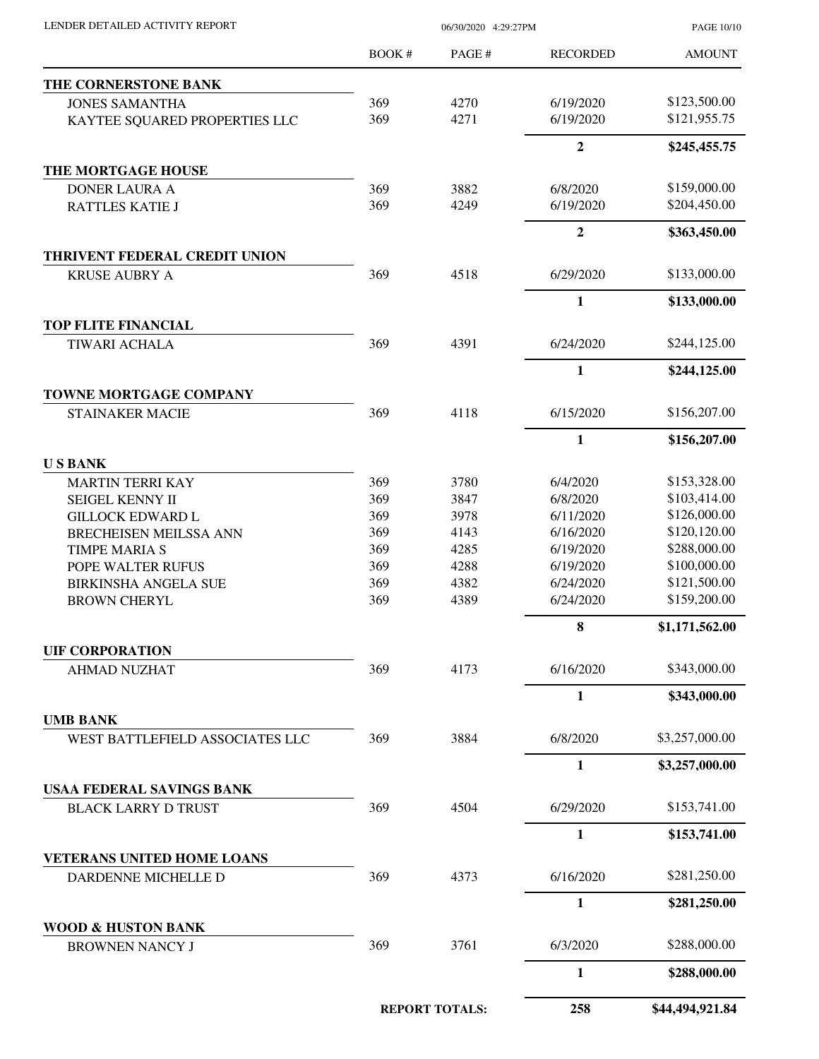| | BOOK # | PAGE # | RECORDED | AMOUNT |
|---|---|---|---|---|
| **THE CORNERSTONE BANK** | | | | |
| JONES SAMANTHA | 369 | 4270 | 6/19/2020 | $123,500.00 |
| KAYTEE SQUARED PROPERTIES LLC | 369 | 4271 | 6/19/2020 | $121,955.75 |
| | | | **2** | **$245,455.75** |
| **THE MORTGAGE HOUSE** | | | | |
| DONER LAURA A | 369 | 3882 | 6/8/2020 | $159,000.00 |
| RATTLES KATIE J | 369 | 4249 | 6/19/2020 | $204,450.00 |
| | | | **2** | **$363,450.00** |
| **THRIVENT FEDERAL CREDIT UNION** | | | | |
| KRUSE AUBRY A | 369 | 4518 | 6/29/2020 | $133,000.00 |
| | | | **1** | **$133,000.00** |
| **TOP FLITE FINANCIAL** | | | | |
| TIWARI ACHALA | 369 | 4391 | 6/24/2020 | $244,125.00 |
| | | | **1** | **$244,125.00** |
| **TOWNE MORTGAGE COMPANY** | | | | |
| STAINAKER MACIE | 369 | 4118 | 6/15/2020 | $156,207.00 |
| | | | **1** | **$156,207.00** |
| **U S BANK** | | | | |
| MARTIN TERRI KAY | 369 | 3780 | 6/4/2020 | $153,328.00 |
| SEIGEL KENNY II | 369 | 3847 | 6/8/2020 | $103,414.00 |
| GILLOCK EDWARD L | 369 | 3978 | 6/11/2020 | $126,000.00 |
| BRECHEISEN MEILSSA ANN | 369 | 4143 | 6/16/2020 | $120,120.00 |
| TIMPE MARIA S | 369 | 4285 | 6/19/2020 | $288,000.00 |
| POPE WALTER RUFUS | 369 | 4288 | 6/19/2020 | $100,000.00 |
| BIRKINSHA ANGELA SUE | 369 | 4382 | 6/24/2020 | $121,500.00 |
| BROWN CHERYL | 369 | 4389 | 6/24/2020 | $159,200.00 |
| | | | **8** | **$1,171,562.00** |
| **UIF CORPORATION** | | | | |
| AHMAD NUZHAT | 369 | 4173 | 6/16/2020 | $343,000.00 |
| | | | **1** | **$343,000.00** |
| **UMB BANK** | | | | |
| WEST BATTLEFIELD ASSOCIATES LLC | 369 | 3884 | 6/8/2020 | $3,257,000.00 |
| | | | **1** | **$3,257,000.00** |
| **USAA FEDERAL SAVINGS BANK** | | | | |
| BLACK LARRY D TRUST | 369 | 4504 | 6/29/2020 | $153,741.00 |
| | | | **1** | **$153,741.00** |
| **VETERANS UNITED HOME LOANS** | | | | |
| DARDENNE MICHELLE D | 369 | 4373 | 6/16/2020 | $281,250.00 |
| | | | **1** | **$281,250.00** |
| **WOOD & HUSTON BANK** | | | | |
| BROWNEN NANCY J | 369 | 3761 | 6/3/2020 | $288,000.00 |
| | | | **1** | **$288,000.00** |
| | **REPORT TOTALS:** | | **258** | **$44,494,921.84** |